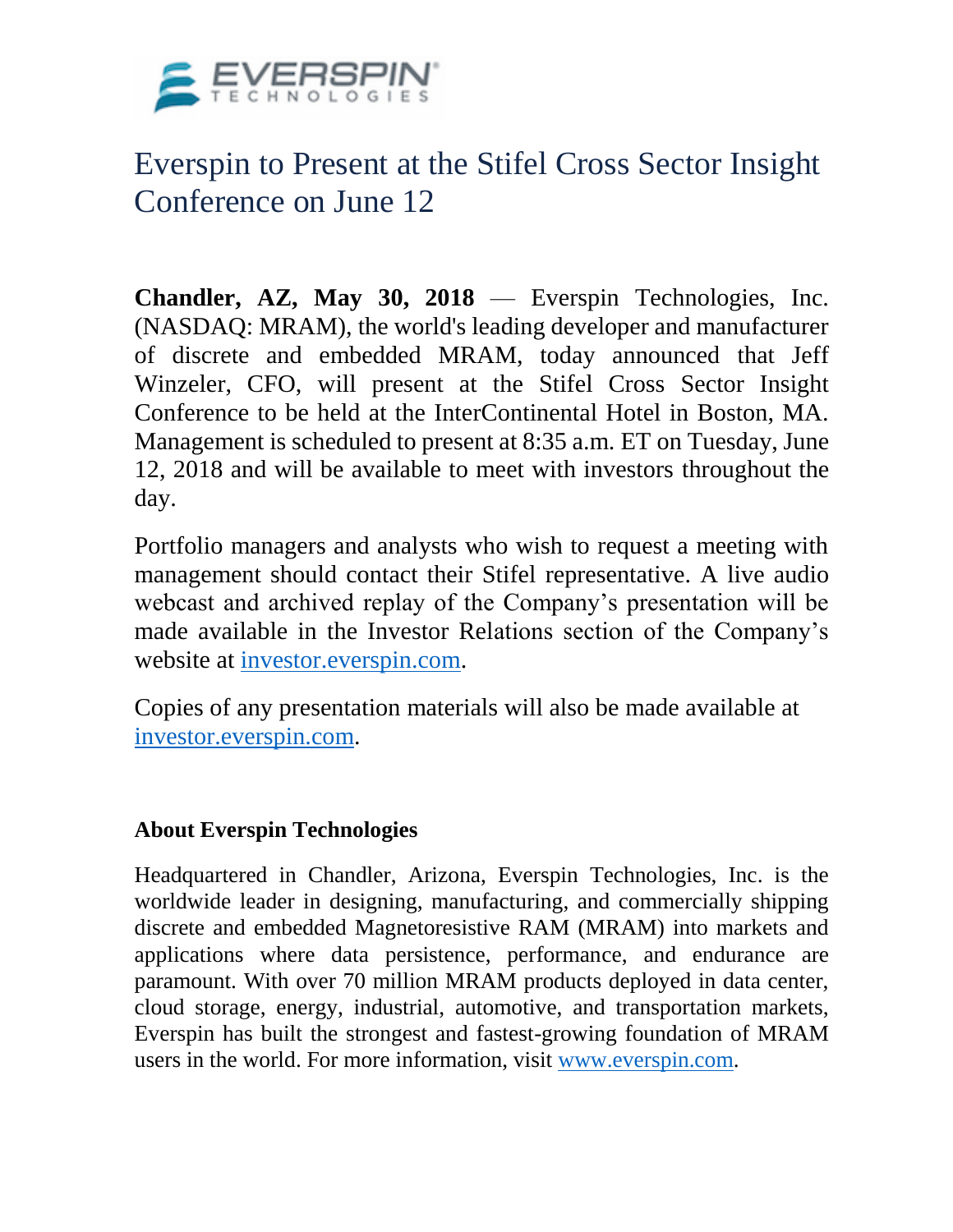# Everspin to Present at the Stifel Cross Sector Insight Conference on June 12

**Chandler, AZ, May 30, 2018** — Everspin Technologies, Inc. (NASDAQ: MRAM), the world's leading developer and manufacturer of discrete and embedded MRAM, today announced that Jeff Winzeler, CFO, will present at the Stifel Cross Sector Insight Conference to be held at the InterContinental Hotel in Boston, MA. Management is scheduled to present at 8:35 a.m. ET on Tuesday, June 12, 2018 and will be available to meet with investors throughout the day.

Portfolio managers and analysts who wish to request a meeting with management should contact their Stifel representative. A live audio webcast and archived replay of the Company's presentation will be made available in the Investor Relations section of the Company's website at investor.everspin.com.

Copies of any presentation materials will also be made available at investor.everspin.com.

**About Everspin Technologies**

Headquartered in Chandler, Arizona, Everspin Technologies, Inc. is the worldwide leader in designing, manufacturing, and commercially shipping discrete and embedded Magnetoresistive RAM (MRAM) into markets and applications where data persistence, performance, and endurance are paramount. With over 70 million MRAM products deployed in data center, cloud storage, energy, industrial, automotive, and transportation markets, Everspin has built the strongest and fastest-growing foundation of MRAM users in the world. For more information, visit www.everspin.com.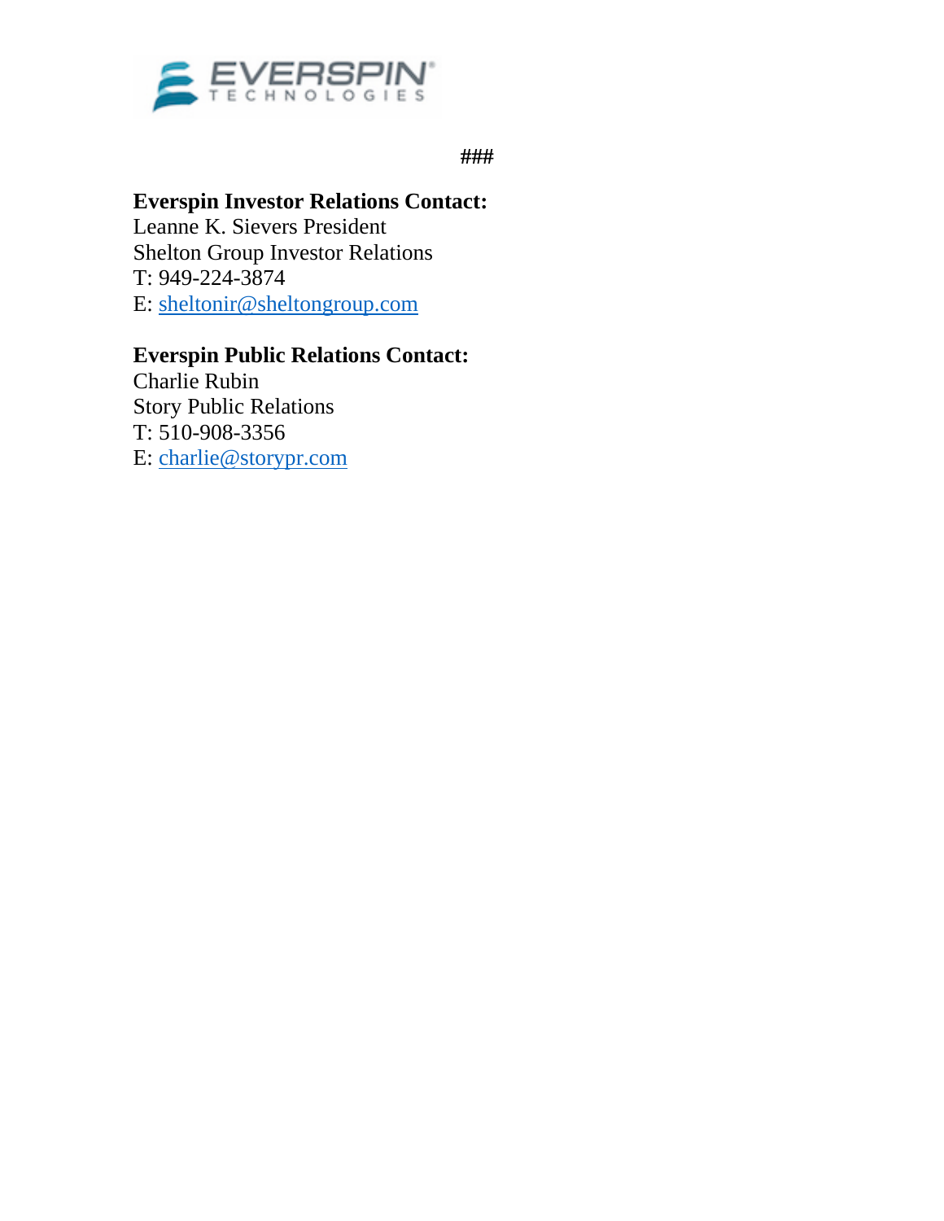###

**Everspin Investor Relations Contact:**
Leanne K. Sievers President
Shelton Group Investor Relations
T: 949-224-3874
E: sheltonir@sheltongroup.com

**Everspin Public Relations Contact:**
Charlie Rubin
Story Public Relations
T: 510-908-3356
E: charlie@storypr.com